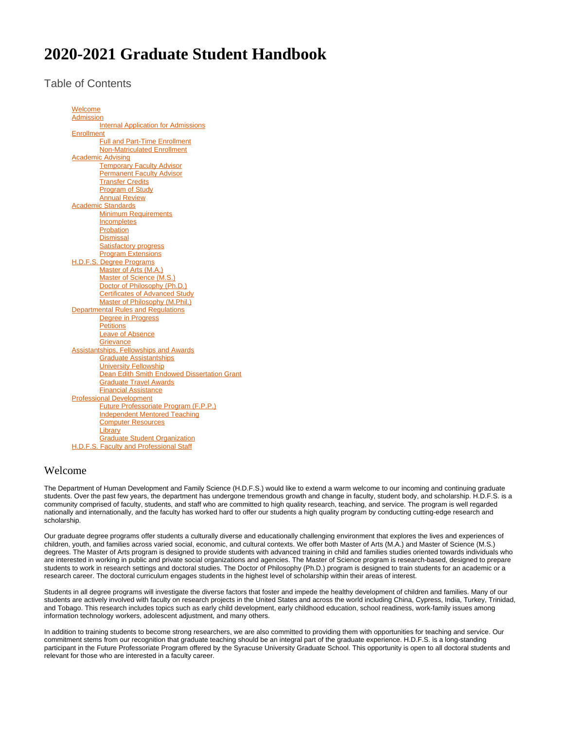# 2020-2021 Graduate Student Handbook

## Table of Contents

- Welcome
- Admission
  - Internal Application for Admissions
- Enrollment
  - Full and Part-Time Enrollment
  - Non-Matriculated Enrollment
- Academic Advising
  - Temporary Faculty Advisor
  - Permanent Faculty Advisor
  - Transfer Credits
  - Program of Study
  - Annual Review
- Academic Standards
  - Minimum Requirements
  - Incompletes
  - Probation
  - Dismissal
  - Satisfactory progress
  - Program Extensions
- H.D.F.S. Degree Programs
  - Master of Arts (M.A.)
  - Master of Science (M.S.)
  - Doctor of Philosophy (Ph.D.)
  - Certificates of Advanced Study
  - Master of Philosophy (M.Phil.)
- Departmental Rules and Regulations
  - Degree in Progress
  - Petitions
  - Leave of Absence
  - Grievance
- Assistantships, Fellowships and Awards
  - Graduate Assistantships
  - University Fellowship
  - Dean Edith Smith Endowed Dissertation Grant
  - Graduate Travel Awards
  - Financial Assistance
- Professional Development
  - Future Professoriate Program (F.P.P.)
  - Independent Mentored Teaching
  - Computer Resources
  - Library
  - Graduate Student Organization
- H.D.F.S. Faculty and Professional Staff

## Welcome

The Department of Human Development and Family Science (H.D.F.S.) would like to extend a warm welcome to our incoming and continuing graduate students. Over the past few years, the department has undergone tremendous growth and change in faculty, student body, and scholarship. H.D.F.S. is a community comprised of faculty, students, and staff who are committed to high quality research, teaching, and service. The program is well regarded nationally and internationally, and the faculty has worked hard to offer our students a high quality program by conducting cutting-edge research and scholarship.

Our graduate degree programs offer students a culturally diverse and educationally challenging environment that explores the lives and experiences of children, youth, and families across varied social, economic, and cultural contexts. We offer both Master of Arts (M.A.) and Master of Science (M.S.) degrees. The Master of Arts program is designed to provide students with advanced training in child and families studies oriented towards individuals who are interested in working in public and private social organizations and agencies. The Master of Science program is research-based, designed to prepare students to work in research settings and doctoral studies. The Doctor of Philosophy (Ph.D.) program is designed to train students for an academic or a research career. The doctoral curriculum engages students in the highest level of scholarship within their areas of interest.

Students in all degree programs will investigate the diverse factors that foster and impede the healthy development of children and families. Many of our students are actively involved with faculty on research projects in the United States and across the world including China, Cypress, India, Turkey, Trinidad, and Tobago. This research includes topics such as early child development, early childhood education, school readiness, work-family issues among information technology workers, adolescent adjustment, and many others.

In addition to training students to become strong researchers, we are also committed to providing them with opportunities for teaching and service. Our commitment stems from our recognition that graduate teaching should be an integral part of the graduate experience. H.D.F.S. is a long-standing participant in the Future Professoriate Program offered by the Syracuse University Graduate School. This opportunity is open to all doctoral students and relevant for those who are interested in a faculty career.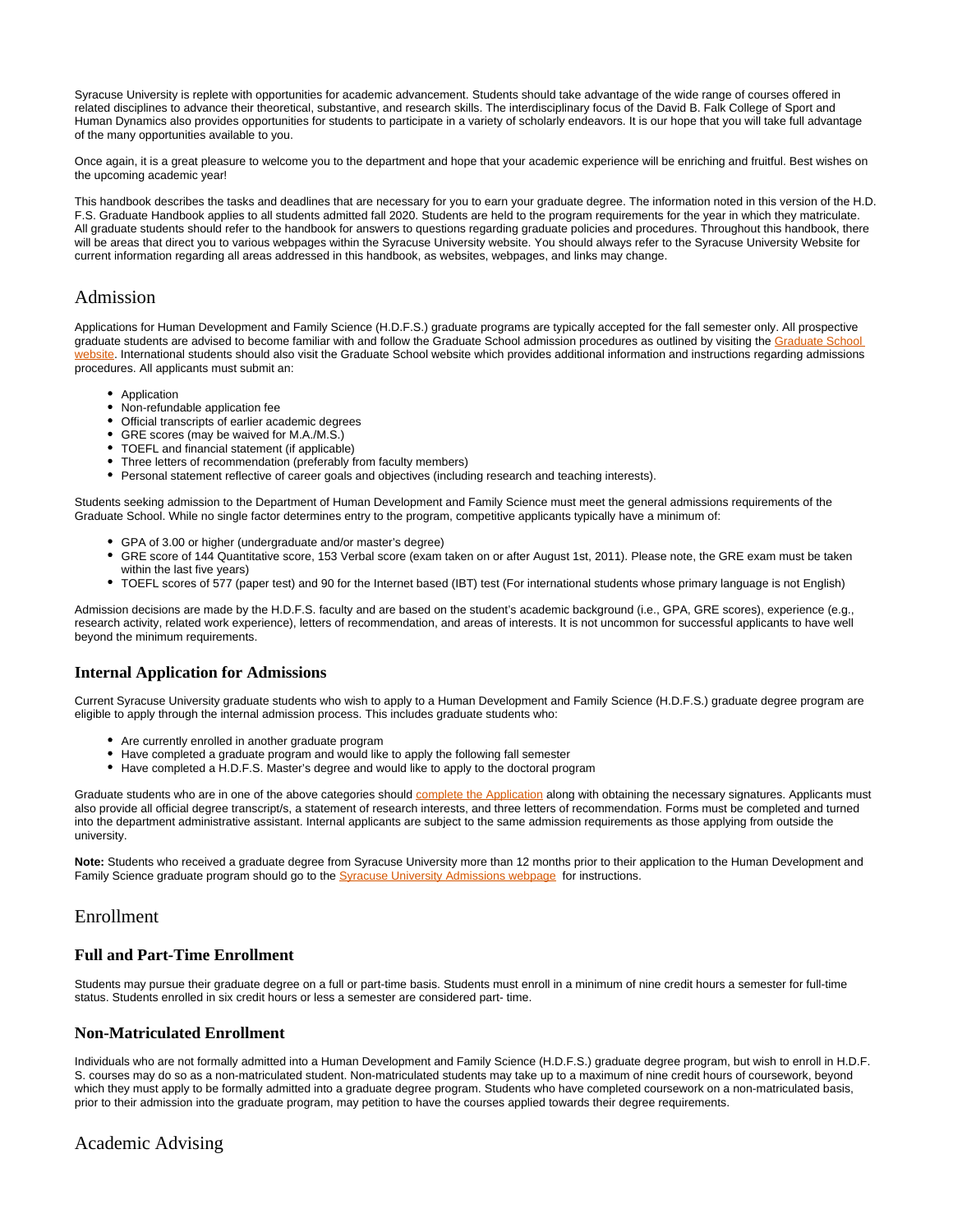Syracuse University is replete with opportunities for academic advancement. Students should take advantage of the wide range of courses offered in related disciplines to advance their theoretical, substantive, and research skills. The interdisciplinary focus of the David B. Falk College of Sport and Human Dynamics also provides opportunities for students to participate in a variety of scholarly endeavors. It is our hope that you will take full advantage of the many opportunities available to you.

Once again, it is a great pleasure to welcome you to the department and hope that your academic experience will be enriching and fruitful. Best wishes on the upcoming academic year!

This handbook describes the tasks and deadlines that are necessary for you to earn your graduate degree. The information noted in this version of the H.D.F.S. Graduate Handbook applies to all students admitted fall 2020. Students are held to the program requirements for the year in which they matriculate. All graduate students should refer to the handbook for answers to questions regarding graduate policies and procedures. Throughout this handbook, there will be areas that direct you to various webpages within the Syracuse University website. You should always refer to the Syracuse University Website for current information regarding all areas addressed in this handbook, as websites, webpages, and links may change.

## Admission

Applications for Human Development and Family Science (H.D.F.S.) graduate programs are typically accepted for the fall semester only. All prospective graduate students are advised to become familiar with and follow the Graduate School admission procedures as outlined by visiting the Graduate School website. International students should also visit the Graduate School website which provides additional information and instructions regarding admissions procedures. All applicants must submit an:

- Application
- Non-refundable application fee
- Official transcripts of earlier academic degrees
- GRE scores (may be waived for M.A./M.S.)
- TOEFL and financial statement (if applicable)
- Three letters of recommendation (preferably from faculty members)
- Personal statement reflective of career goals and objectives (including research and teaching interests).

Students seeking admission to the Department of Human Development and Family Science must meet the general admissions requirements of the Graduate School. While no single factor determines entry to the program, competitive applicants typically have a minimum of:

- GPA of 3.00 or higher (undergraduate and/or master's degree)
- GRE score of 144 Quantitative score, 153 Verbal score (exam taken on or after August 1st, 2011). Please note, the GRE exam must be taken within the last five years)
- TOEFL scores of 577 (paper test) and 90 for the Internet based (IBT) test (For international students whose primary language is not English)

Admission decisions are made by the H.D.F.S. faculty and are based on the student's academic background (i.e., GPA, GRE scores), experience (e.g., research activity, related work experience), letters of recommendation, and areas of interests. It is not uncommon for successful applicants to have well beyond the minimum requirements.

### Internal Application for Admissions

Current Syracuse University graduate students who wish to apply to a Human Development and Family Science (H.D.F.S.) graduate degree program are eligible to apply through the internal admission process. This includes graduate students who:

- Are currently enrolled in another graduate program
- Have completed a graduate program and would like to apply the following fall semester
- Have completed a H.D.F.S. Master's degree and would like to apply to the doctoral program

Graduate students who are in one of the above categories should complete the Application along with obtaining the necessary signatures. Applicants must also provide all official degree transcript/s, a statement of research interests, and three letters of recommendation. Forms must be completed and turned into the department administrative assistant. Internal applicants are subject to the same admission requirements as those applying from outside the university.

**Note:** Students who received a graduate degree from Syracuse University more than 12 months prior to their application to the Human Development and Family Science graduate program should go to the Syracuse University Admissions webpage for instructions.

## Enrollment

### Full and Part-Time Enrollment

Students may pursue their graduate degree on a full or part-time basis. Students must enroll in a minimum of nine credit hours a semester for full-time status. Students enrolled in six credit hours or less a semester are considered part- time.

### Non-Matriculated Enrollment

Individuals who are not formally admitted into a Human Development and Family Science (H.D.F.S.) graduate degree program, but wish to enroll in H.D.F.S. courses may do so as a non-matriculated student. Non-matriculated students may take up to a maximum of nine credit hours of coursework, beyond which they must apply to be formally admitted into a graduate degree program. Students who have completed coursework on a non-matriculated basis, prior to their admission into the graduate program, may petition to have the courses applied towards their degree requirements.

## Academic Advising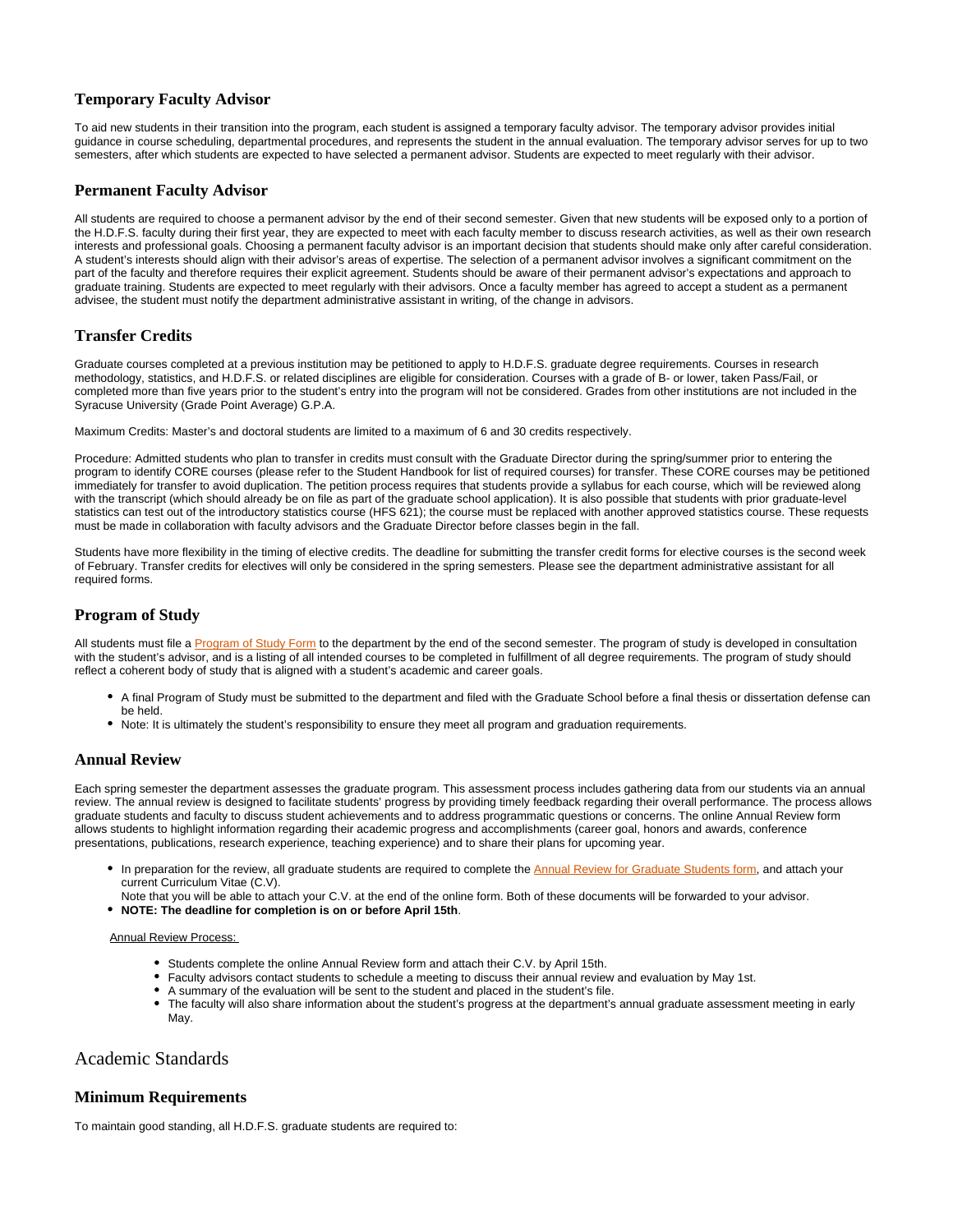### Temporary Faculty Advisor

To aid new students in their transition into the program, each student is assigned a temporary faculty advisor. The temporary advisor provides initial guidance in course scheduling, departmental procedures, and represents the student in the annual evaluation. The temporary advisor serves for up to two semesters, after which students are expected to have selected a permanent advisor. Students are expected to meet regularly with their advisor.

### Permanent Faculty Advisor

All students are required to choose a permanent advisor by the end of their second semester. Given that new students will be exposed only to a portion of the H.D.F.S. faculty during their first year, they are expected to meet with each faculty member to discuss research activities, as well as their own research interests and professional goals. Choosing a permanent faculty advisor is an important decision that students should make only after careful consideration. A student's interests should align with their advisor's areas of expertise. The selection of a permanent advisor involves a significant commitment on the part of the faculty and therefore requires their explicit agreement. Students should be aware of their permanent advisor's expectations and approach to graduate training. Students are expected to meet regularly with their advisors. Once a faculty member has agreed to accept a student as a permanent advisee, the student must notify the department administrative assistant in writing, of the change in advisors.

### Transfer Credits

Graduate courses completed at a previous institution may be petitioned to apply to H.D.F.S. graduate degree requirements. Courses in research methodology, statistics, and H.D.F.S. or related disciplines are eligible for consideration. Courses with a grade of B- or lower, taken Pass/Fail, or completed more than five years prior to the student's entry into the program will not be considered. Grades from other institutions are not included in the Syracuse University (Grade Point Average) G.P.A.

Maximum Credits: Master's and doctoral students are limited to a maximum of 6 and 30 credits respectively.

Procedure: Admitted students who plan to transfer in credits must consult with the Graduate Director during the spring/summer prior to entering the program to identify CORE courses (please refer to the Student Handbook for list of required courses) for transfer. These CORE courses may be petitioned immediately for transfer to avoid duplication. The petition process requires that students provide a syllabus for each course, which will be reviewed along with the transcript (which should already be on file as part of the graduate school application). It is also possible that students with prior graduate-level statistics can test out of the introductory statistics course (HFS 621); the course must be replaced with another approved statistics course. These requests must be made in collaboration with faculty advisors and the Graduate Director before classes begin in the fall.

Students have more flexibility in the timing of elective credits. The deadline for submitting the transfer credit forms for elective courses is the second week of February. Transfer credits for electives will only be considered in the spring semesters. Please see the department administrative assistant for all required forms.

### Program of Study

All students must file a Program of Study Form to the department by the end of the second semester. The program of study is developed in consultation with the student's advisor, and is a listing of all intended courses to be completed in fulfillment of all degree requirements. The program of study should reflect a coherent body of study that is aligned with a student's academic and career goals.

- A final Program of Study must be submitted to the department and filed with the Graduate School before a final thesis or dissertation defense can be held.
- Note: It is ultimately the student's responsibility to ensure they meet all program and graduation requirements.

### Annual Review

Each spring semester the department assesses the graduate program. This assessment process includes gathering data from our students via an annual review. The annual review is designed to facilitate students' progress by providing timely feedback regarding their overall performance. The process allows graduate students and faculty to discuss student achievements and to address programmatic questions or concerns. The online Annual Review form allows students to highlight information regarding their academic progress and accomplishments (career goal, honors and awards, conference presentations, publications, research experience, teaching experience) and to share their plans for upcoming year.

- In preparation for the review, all graduate students are required to complete the Annual Review for Graduate Students form, and attach your current Curriculum Vitae (C.V).
  Note that you will be able to attach your C.V. at the end of the online form. Both of these documents will be forwarded to your advisor.
- **NOTE: The deadline for completion is on or before April 15th**.

Annual Review Process:

- Students complete the online Annual Review form and attach their C.V. by April 15th.
- Faculty advisors contact students to schedule a meeting to discuss their annual review and evaluation by May 1st.
- A summary of the evaluation will be sent to the student and placed in the student's file.
- The faculty will also share information about the student's progress at the department's annual graduate assessment meeting in early May.

## Academic Standards

### Minimum Requirements

To maintain good standing, all H.D.F.S. graduate students are required to: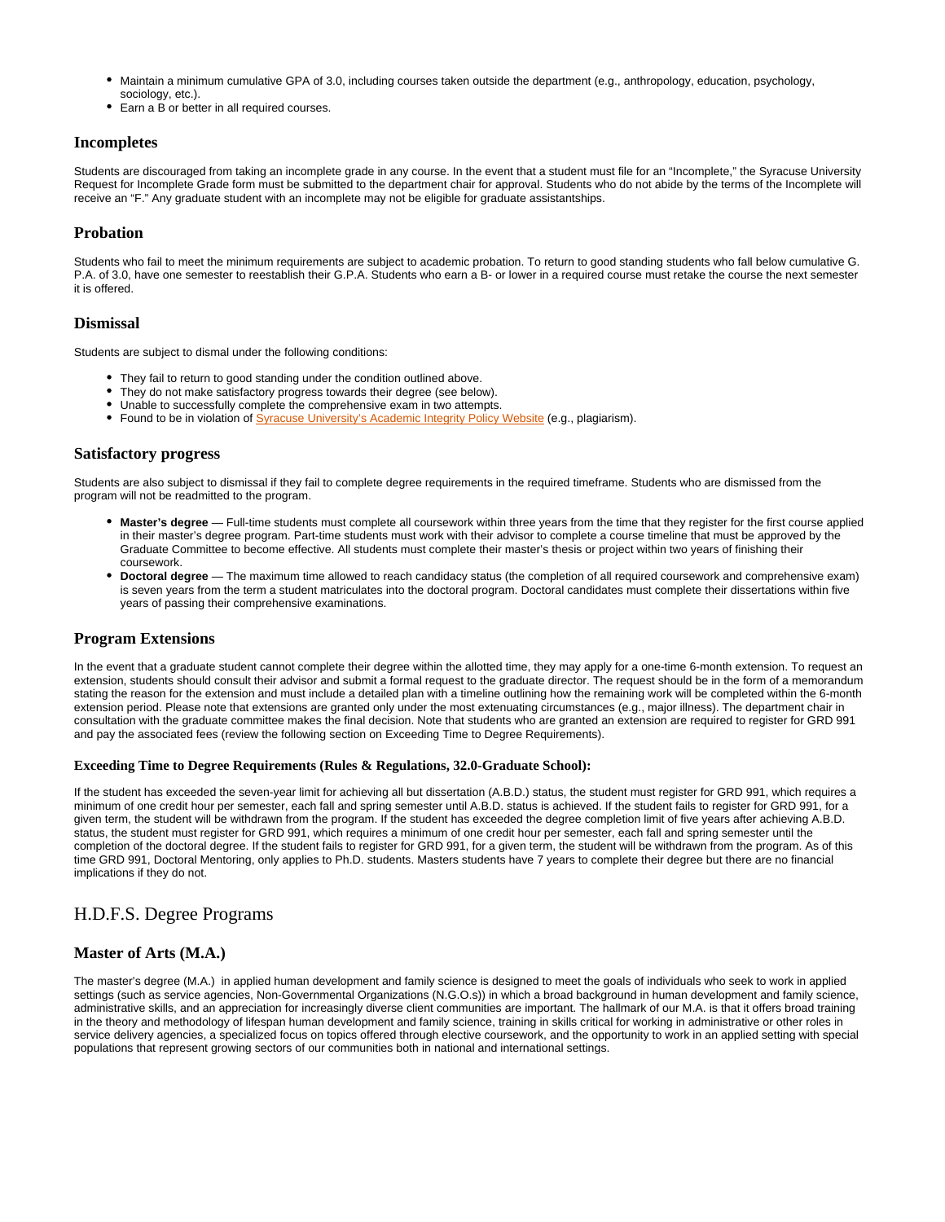- Maintain a minimum cumulative GPA of 3.0, including courses taken outside the department (e.g., anthropology, education, psychology, sociology, etc.).
- Earn a B or better in all required courses.

### Incompletes

Students are discouraged from taking an incomplete grade in any course. In the event that a student must file for an "Incomplete," the Syracuse University Request for Incomplete Grade form must be submitted to the department chair for approval. Students who do not abide by the terms of the Incomplete will receive an "F." Any graduate student with an incomplete may not be eligible for graduate assistantships.

### Probation

Students who fail to meet the minimum requirements are subject to academic probation. To return to good standing students who fall below cumulative G. P.A. of 3.0, have one semester to reestablish their G.P.A. Students who earn a B- or lower in a required course must retake the course the next semester it is offered.

### Dismissal

Students are subject to dismal under the following conditions:

- They fail to return to good standing under the condition outlined above.
- They do not make satisfactory progress towards their degree (see below).
- Unable to successfully complete the comprehensive exam in two attempts.
- Found to be in violation of Syracuse University's Academic Integrity Policy Website (e.g., plagiarism).

### Satisfactory progress

Students are also subject to dismissal if they fail to complete degree requirements in the required timeframe. Students who are dismissed from the program will not be readmitted to the program.

- **Master's degree** — Full-time students must complete all coursework within three years from the time that they register for the first course applied in their master's degree program. Part-time students must work with their advisor to complete a course timeline that must be approved by the Graduate Committee to become effective. All students must complete their master's thesis or project within two years of finishing their coursework.
- **Doctoral degree** — The maximum time allowed to reach candidacy status (the completion of all required coursework and comprehensive exam) is seven years from the term a student matriculates into the doctoral program. Doctoral candidates must complete their dissertations within five years of passing their comprehensive examinations.

### Program Extensions

In the event that a graduate student cannot complete their degree within the allotted time, they may apply for a one-time 6-month extension. To request an extension, students should consult their advisor and submit a formal request to the graduate director. The request should be in the form of a memorandum stating the reason for the extension and must include a detailed plan with a timeline outlining how the remaining work will be completed within the 6-month extension period. Please note that extensions are granted only under the most extenuating circumstances (e.g., major illness). The department chair in consultation with the graduate committee makes the final decision. Note that students who are granted an extension are required to register for GRD 991 and pay the associated fees (review the following section on Exceeding Time to Degree Requirements).

#### Exceeding Time to Degree Requirements (Rules & Regulations, 32.0-Graduate School):

If the student has exceeded the seven-year limit for achieving all but dissertation (A.B.D.) status, the student must register for GRD 991, which requires a minimum of one credit hour per semester, each fall and spring semester until A.B.D. status is achieved. If the student fails to register for GRD 991, for a given term, the student will be withdrawn from the program. If the student has exceeded the degree completion limit of five years after achieving A.B.D. status, the student must register for GRD 991, which requires a minimum of one credit hour per semester, each fall and spring semester until the completion of the doctoral degree. If the student fails to register for GRD 991, for a given term, the student will be withdrawn from the program. As of this time GRD 991, Doctoral Mentoring, only applies to Ph.D. students. Masters students have 7 years to complete their degree but there are no financial implications if they do not.

## H.D.F.S. Degree Programs

### Master of Arts (M.A.)

The master's degree (M.A.) in applied human development and family science is designed to meet the goals of individuals who seek to work in applied settings (such as service agencies, Non-Governmental Organizations (N.G.O.s)) in which a broad background in human development and family science, administrative skills, and an appreciation for increasingly diverse client communities are important. The hallmark of our M.A. is that it offers broad training in the theory and methodology of lifespan human development and family science, training in skills critical for working in administrative or other roles in service delivery agencies, a specialized focus on topics offered through elective coursework, and the opportunity to work in an applied setting with special populations that represent growing sectors of our communities both in national and international settings.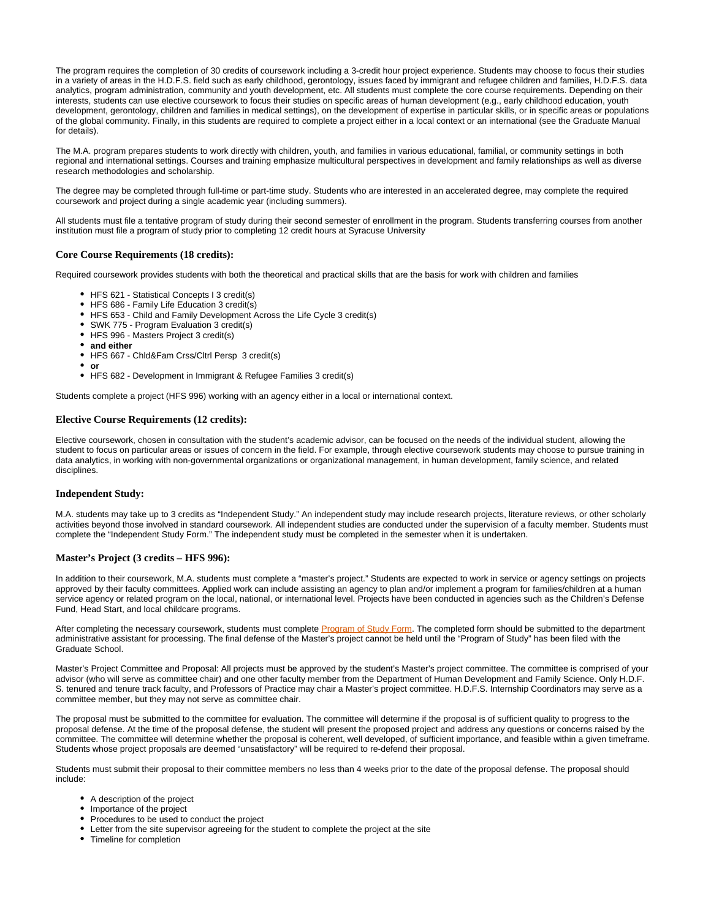The program requires the completion of 30 credits of coursework including a 3-credit hour project experience. Students may choose to focus their studies in a variety of areas in the H.D.F.S. field such as early childhood, gerontology, issues faced by immigrant and refugee children and families, H.D.F.S. data analytics, program administration, community and youth development, etc. All students must complete the core course requirements. Depending on their interests, students can use elective coursework to focus their studies on specific areas of human development (e.g., early childhood education, youth development, gerontology, children and families in medical settings), on the development of expertise in particular skills, or in specific areas or populations of the global community. Finally, in this students are required to complete a project either in a local context or an international (see the Graduate Manual for details).

The M.A. program prepares students to work directly with children, youth, and families in various educational, familial, or community settings in both regional and international settings. Courses and training emphasize multicultural perspectives in development and family relationships as well as diverse research methodologies and scholarship.

The degree may be completed through full-time or part-time study. Students who are interested in an accelerated degree, may complete the required coursework and project during a single academic year (including summers).

All students must file a tentative program of study during their second semester of enrollment in the program. Students transferring courses from another institution must file a program of study prior to completing 12 credit hours at Syracuse University

### Core Course Requirements (18 credits):

Required coursework provides students with both the theoretical and practical skills that are the basis for work with children and families

- HFS 621 - Statistical Concepts I 3 credit(s)
- HFS 686 - Family Life Education 3 credit(s)
- HFS 653 - Child and Family Development Across the Life Cycle 3 credit(s)
- SWK 775 - Program Evaluation 3 credit(s)
- HFS 996 - Masters Project 3 credit(s)
- **and either**
- HFS 667 - Chld&Fam Crss/Cltrl Persp 3 credit(s)
- **or**
- HFS 682 - Development in Immigrant & Refugee Families 3 credit(s)

Students complete a project (HFS 996) working with an agency either in a local or international context.

### Elective Course Requirements (12 credits):

Elective coursework, chosen in consultation with the student's academic advisor, can be focused on the needs of the individual student, allowing the student to focus on particular areas or issues of concern in the field. For example, through elective coursework students may choose to pursue training in data analytics, in working with non-governmental organizations or organizational management, in human development, family science, and related disciplines.

### Independent Study:

M.A. students may take up to 3 credits as "Independent Study." An independent study may include research projects, literature reviews, or other scholarly activities beyond those involved in standard coursework. All independent studies are conducted under the supervision of a faculty member. Students must complete the "Independent Study Form." The independent study must be completed in the semester when it is undertaken.

### Master's Project (3 credits – HFS 996):

In addition to their coursework, M.A. students must complete a "master's project." Students are expected to work in service or agency settings on projects approved by their faculty committees. Applied work can include assisting an agency to plan and/or implement a program for families/children at a human service agency or related program on the local, national, or international level. Projects have been conducted in agencies such as the Children's Defense Fund, Head Start, and local childcare programs.

After completing the necessary coursework, students must complete Program of Study Form. The completed form should be submitted to the department administrative assistant for processing. The final defense of the Master's project cannot be held until the "Program of Study" has been filed with the Graduate School.

Master's Project Committee and Proposal: All projects must be approved by the student's Master's project committee. The committee is comprised of your advisor (who will serve as committee chair) and one other faculty member from the Department of Human Development and Family Science. Only H.D.F. S. tenured and tenure track faculty, and Professors of Practice may chair a Master's project committee. H.D.F.S. Internship Coordinators may serve as a committee member, but they may not serve as committee chair.

The proposal must be submitted to the committee for evaluation. The committee will determine if the proposal is of sufficient quality to progress to the proposal defense. At the time of the proposal defense, the student will present the proposed project and address any questions or concerns raised by the committee. The committee will determine whether the proposal is coherent, well developed, of sufficient importance, and feasible within a given timeframe. Students whose project proposals are deemed "unsatisfactory" will be required to re-defend their proposal.

Students must submit their proposal to their committee members no less than 4 weeks prior to the date of the proposal defense. The proposal should include:

- A description of the project
- Importance of the project
- Procedures to be used to conduct the project
- Letter from the site supervisor agreeing for the student to complete the project at the site
- Timeline for completion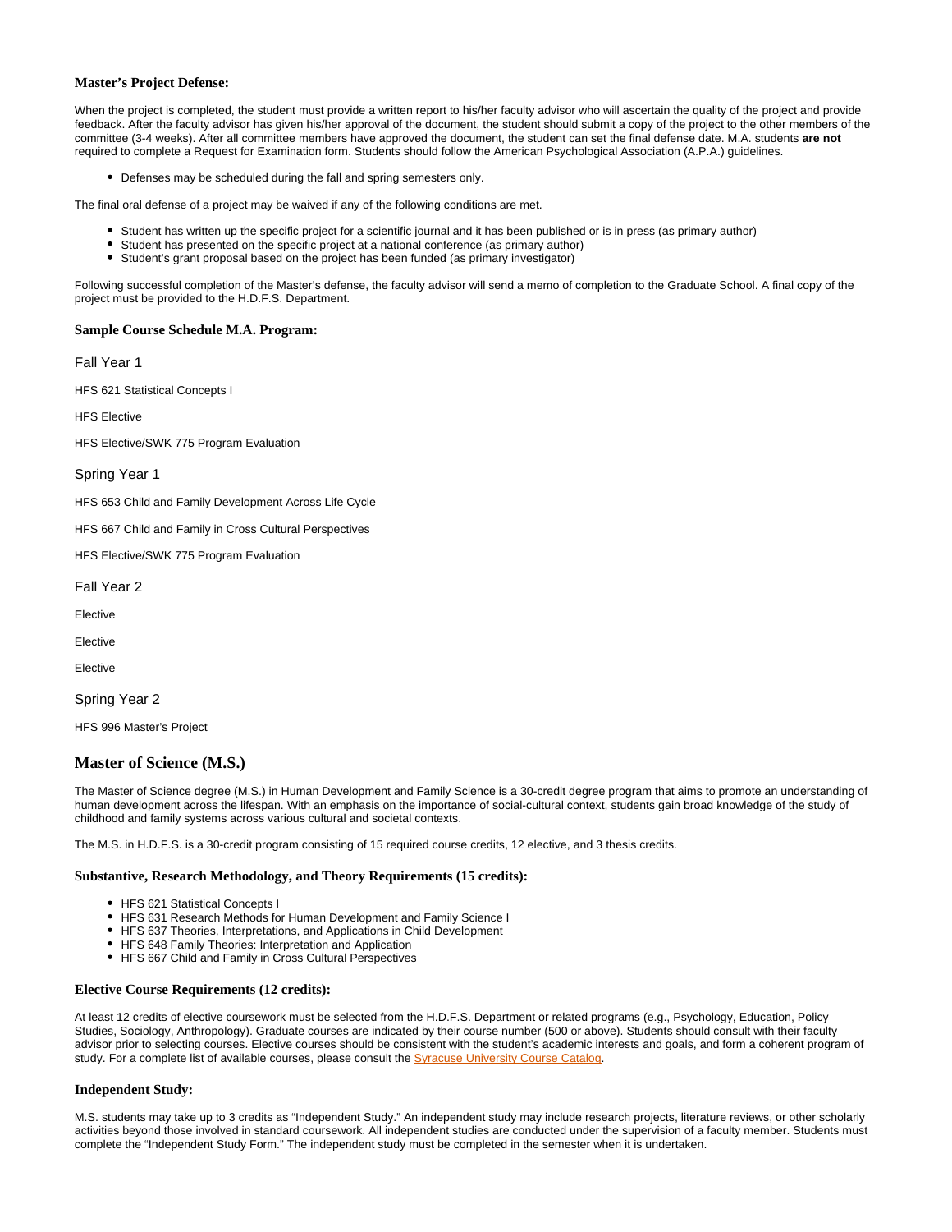### Master's Project Defense:

When the project is completed, the student must provide a written report to his/her faculty advisor who will ascertain the quality of the project and provide feedback. After the faculty advisor has given his/her approval of the document, the student should submit a copy of the project to the other members of the committee (3-4 weeks). After all committee members have approved the document, the student can set the final defense date. M.A. students **are not** required to complete a Request for Examination form. Students should follow the American Psychological Association (A.P.A.) guidelines.

- Defenses may be scheduled during the fall and spring semesters only.

The final oral defense of a project may be waived if any of the following conditions are met.

- Student has written up the specific project for a scientific journal and it has been published or is in press (as primary author)
- Student has presented on the specific project at a national conference (as primary author)
- Student's grant proposal based on the project has been funded (as primary investigator)

Following successful completion of the Master's defense, the faculty advisor will send a memo of completion to the Graduate School. A final copy of the project must be provided to the H.D.F.S. Department.

### Sample Course Schedule M.A. Program:

Fall Year 1

HFS 621 Statistical Concepts I

HFS Elective

HFS Elective/SWK 775 Program Evaluation

Spring Year 1

HFS 653 Child and Family Development Across Life Cycle

HFS 667 Child and Family in Cross Cultural Perspectives

HFS Elective/SWK 775 Program Evaluation

Fall Year 2

Elective

Elective

Elective

Spring Year 2

HFS 996 Master's Project

## Master of Science (M.S.)

The Master of Science degree (M.S.) in Human Development and Family Science is a 30-credit degree program that aims to promote an understanding of human development across the lifespan. With an emphasis on the importance of social-cultural context, students gain broad knowledge of the study of childhood and family systems across various cultural and societal contexts.

The M.S. in H.D.F.S. is a 30-credit program consisting of 15 required course credits, 12 elective, and 3 thesis credits.

### Substantive, Research Methodology, and Theory Requirements (15 credits):

- HFS 621 Statistical Concepts I
- HFS 631 Research Methods for Human Development and Family Science I
- HFS 637 Theories, Interpretations, and Applications in Child Development
- HFS 648 Family Theories: Interpretation and Application
- HFS 667 Child and Family in Cross Cultural Perspectives

### Elective Course Requirements (12 credits):

At least 12 credits of elective coursework must be selected from the H.D.F.S. Department or related programs (e.g., Psychology, Education, Policy Studies, Sociology, Anthropology). Graduate courses are indicated by their course number (500 or above). Students should consult with their faculty advisor prior to selecting courses. Elective courses should be consistent with the student's academic interests and goals, and form a coherent program of study. For a complete list of available courses, please consult the Syracuse University Course Catalog.

### Independent Study:

M.S. students may take up to 3 credits as "Independent Study." An independent study may include research projects, literature reviews, or other scholarly activities beyond those involved in standard coursework. All independent studies are conducted under the supervision of a faculty member. Students must complete the "Independent Study Form." The independent study must be completed in the semester when it is undertaken.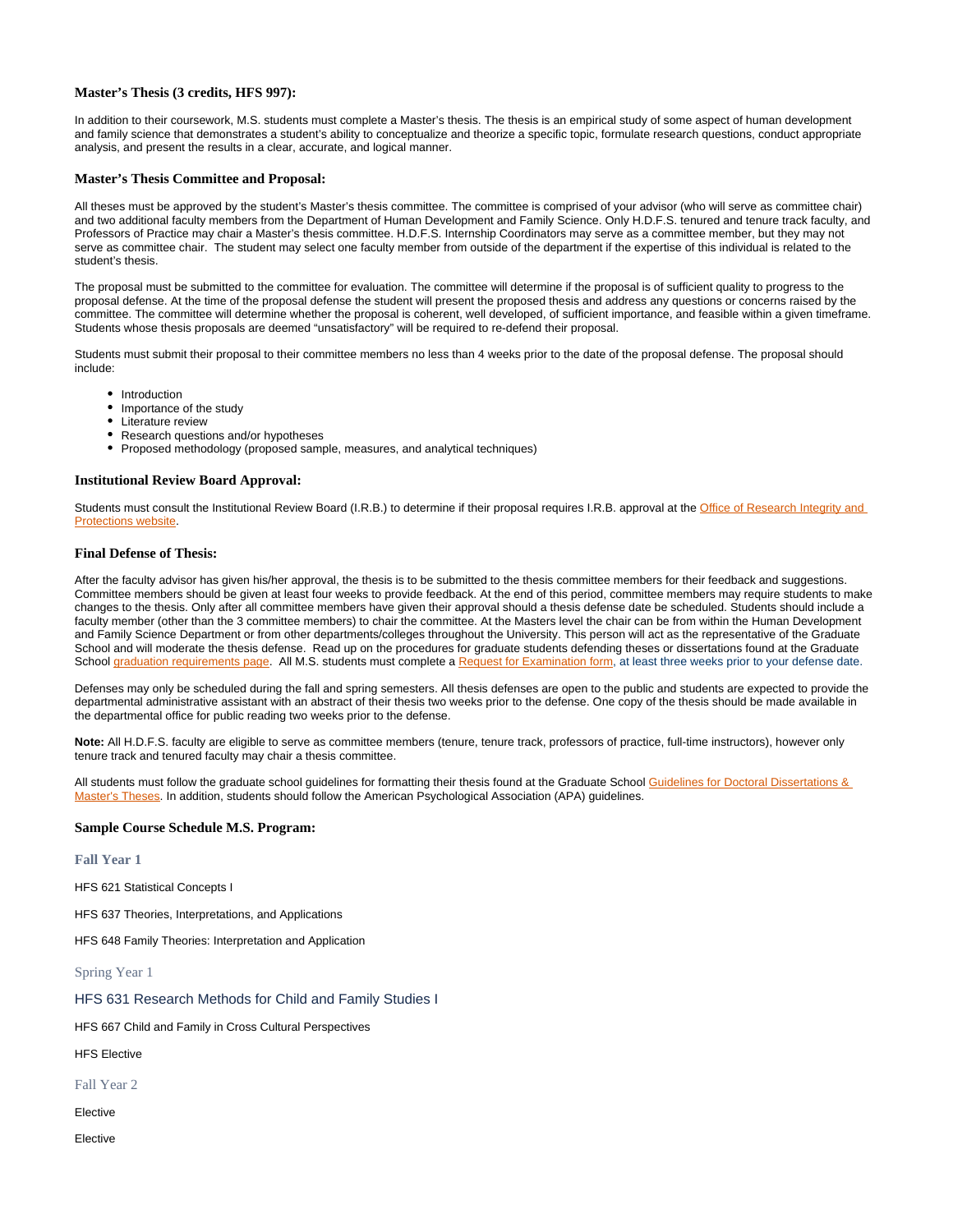### Master's Thesis (3 credits, HFS 997):

In addition to their coursework, M.S. students must complete a Master's thesis. The thesis is an empirical study of some aspect of human development and family science that demonstrates a student's ability to conceptualize and theorize a specific topic, formulate research questions, conduct appropriate analysis, and present the results in a clear, accurate, and logical manner.

### Master's Thesis Committee and Proposal:

All theses must be approved by the student's Master's thesis committee. The committee is comprised of your advisor (who will serve as committee chair) and two additional faculty members from the Department of Human Development and Family Science. Only H.D.F.S. tenured and tenure track faculty, and Professors of Practice may chair a Master's thesis committee. H.D.F.S. Internship Coordinators may serve as a committee member, but they may not serve as committee chair. The student may select one faculty member from outside of the department if the expertise of this individual is related to the student's thesis.

The proposal must be submitted to the committee for evaluation. The committee will determine if the proposal is of sufficient quality to progress to the proposal defense. At the time of the proposal defense the student will present the proposed thesis and address any questions or concerns raised by the committee. The committee will determine whether the proposal is coherent, well developed, of sufficient importance, and feasible within a given timeframe. Students whose thesis proposals are deemed "unsatisfactory" will be required to re-defend their proposal.

Students must submit their proposal to their committee members no less than 4 weeks prior to the date of the proposal defense. The proposal should include:

- Introduction
- Importance of the study
- Literature review
- Research questions and/or hypotheses
- Proposed methodology (proposed sample, measures, and analytical techniques)

### Institutional Review Board Approval:

Students must consult the Institutional Review Board (I.R.B.) to determine if their proposal requires I.R.B. approval at the Office of Research Integrity and Protections website.

### Final Defense of Thesis:

After the faculty advisor has given his/her approval, the thesis is to be submitted to the thesis committee members for their feedback and suggestions. Committee members should be given at least four weeks to provide feedback. At the end of this period, committee members may require students to make changes to the thesis. Only after all committee members have given their approval should a thesis defense date be scheduled. Students should include a faculty member (other than the 3 committee members) to chair the committee. At the Masters level the chair can be from within the Human Development and Family Science Department or from other departments/colleges throughout the University. This person will act as the representative of the Graduate School and will moderate the thesis defense. Read up on the procedures for graduate students defending theses or dissertations found at the Graduate School graduation requirements page. All M.S. students must complete a Request for Examination form, at least three weeks prior to your defense date.

Defenses may only be scheduled during the fall and spring semesters. All thesis defenses are open to the public and students are expected to provide the departmental administrative assistant with an abstract of their thesis two weeks prior to the defense. One copy of the thesis should be made available in the departmental office for public reading two weeks prior to the defense.

**Note:** All H.D.F.S. faculty are eligible to serve as committee members (tenure, tenure track, professors of practice, full-time instructors), however only tenure track and tenured faculty may chair a thesis committee.

All students must follow the graduate school guidelines for formatting their thesis found at the Graduate School Guidelines for Doctoral Dissertations & Master's Theses. In addition, students should follow the American Psychological Association (APA) guidelines.

### Sample Course Schedule M.S. Program:

#### Fall Year 1

HFS 621 Statistical Concepts I

HFS 637 Theories, Interpretations, and Applications

HFS 648 Family Theories: Interpretation and Application

#### Spring Year 1

HFS 631 Research Methods for Child and Family Studies I

HFS 667 Child and Family in Cross Cultural Perspectives

HFS Elective

#### Fall Year 2

Elective

Elective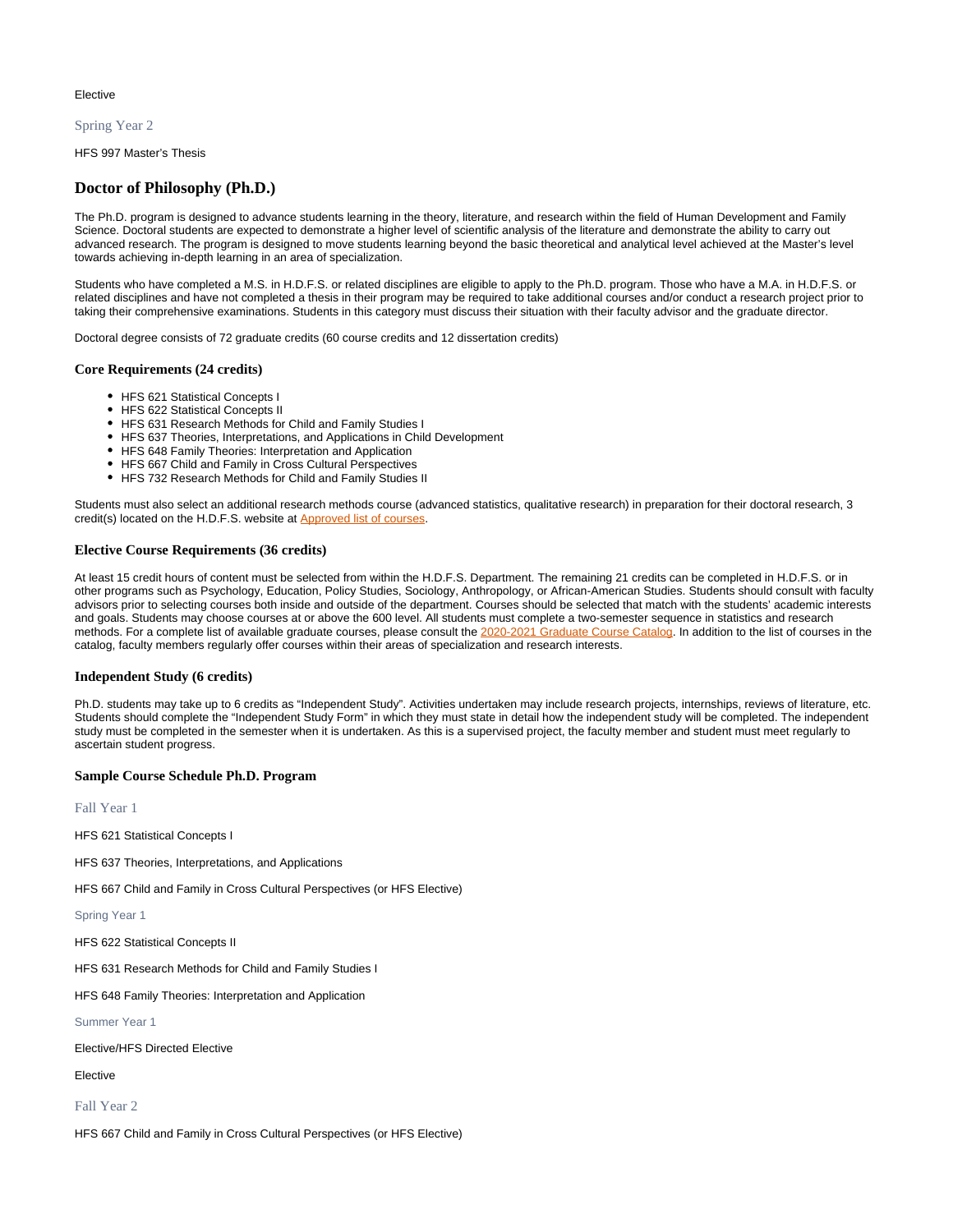Elective

Spring Year 2

HFS 997 Master's Thesis

## Doctor of Philosophy (Ph.D.)

The Ph.D. program is designed to advance students learning in the theory, literature, and research within the field of Human Development and Family Science. Doctoral students are expected to demonstrate a higher level of scientific analysis of the literature and demonstrate the ability to carry out advanced research. The program is designed to move students learning beyond the basic theoretical and analytical level achieved at the Master's level towards achieving in-depth learning in an area of specialization.

Students who have completed a M.S. in H.D.F.S. or related disciplines are eligible to apply to the Ph.D. program. Those who have a M.A. in H.D.F.S. or related disciplines and have not completed a thesis in their program may be required to take additional courses and/or conduct a research project prior to taking their comprehensive examinations. Students in this category must discuss their situation with their faculty advisor and the graduate director.

Doctoral degree consists of 72 graduate credits (60 course credits and 12 dissertation credits)

### Core Requirements (24 credits)

- HFS 621 Statistical Concepts I
- HFS 622 Statistical Concepts II
- HFS 631 Research Methods for Child and Family Studies I
- HFS 637 Theories, Interpretations, and Applications in Child Development
- HFS 648 Family Theories: Interpretation and Application
- HFS 667 Child and Family in Cross Cultural Perspectives
- HFS 732 Research Methods for Child and Family Studies II

Students must also select an additional research methods course (advanced statistics, qualitative research) in preparation for their doctoral research, 3 credit(s) located on the H.D.F.S. website at Approved list of courses.

### Elective Course Requirements (36 credits)

At least 15 credit hours of content must be selected from within the H.D.F.S. Department. The remaining 21 credits can be completed in H.D.F.S. or in other programs such as Psychology, Education, Policy Studies, Sociology, Anthropology, or African-American Studies. Students should consult with faculty advisors prior to selecting courses both inside and outside of the department. Courses should be selected that match with the students' academic interests and goals. Students may choose courses at or above the 600 level. All students must complete a two-semester sequence in statistics and research methods. For a complete list of available graduate courses, please consult the 2020-2021 Graduate Course Catalog. In addition to the list of courses in the catalog, faculty members regularly offer courses within their areas of specialization and research interests.

### Independent Study (6 credits)

Ph.D. students may take up to 6 credits as "Independent Study". Activities undertaken may include research projects, internships, reviews of literature, etc. Students should complete the "Independent Study Form" in which they must state in detail how the independent study will be completed. The independent study must be completed in the semester when it is undertaken. As this is a supervised project, the faculty member and student must meet regularly to ascertain student progress.

### Sample Course Schedule Ph.D. Program

Fall Year 1

HFS 621 Statistical Concepts I

HFS 637 Theories, Interpretations, and Applications

HFS 667 Child and Family in Cross Cultural Perspectives (or HFS Elective)

Spring Year 1

HFS 622 Statistical Concepts II

HFS 631 Research Methods for Child and Family Studies I

HFS 648 Family Theories: Interpretation and Application

Summer Year 1

Elective/HFS Directed Elective

Elective

Fall Year 2

HFS 667 Child and Family in Cross Cultural Perspectives (or HFS Elective)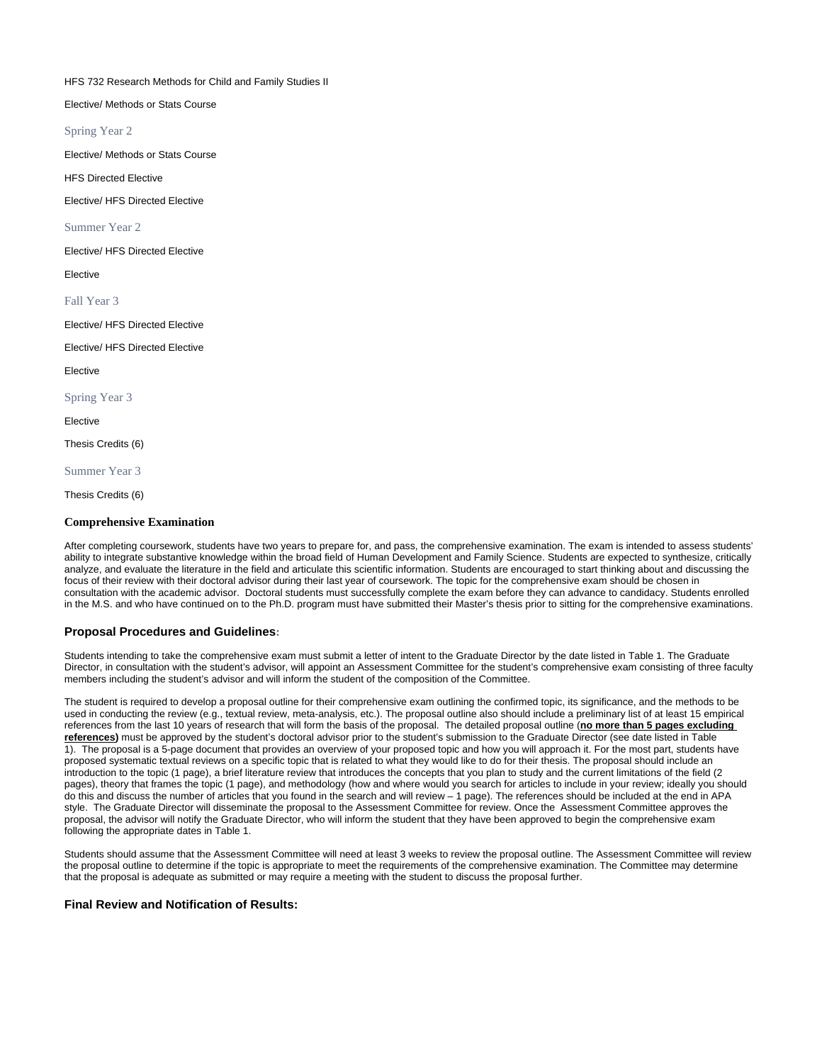HFS 732 Research Methods for Child and Family Studies II

Elective/ Methods or Stats Course

### Spring Year 2

Elective/ Methods or Stats Course

HFS Directed Elective

Elective/ HFS Directed Elective

### Summer Year 2

Elective/ HFS Directed Elective

Elective

### Fall Year 3

Elective/ HFS Directed Elective

Elective/ HFS Directed Elective

Elective

### Spring Year 3

Elective

Thesis Credits (6)

### Summer Year 3

Thesis Credits (6)

## Comprehensive Examination

After completing coursework, students have two years to prepare for, and pass, the comprehensive examination. The exam is intended to assess students' ability to integrate substantive knowledge within the broad field of Human Development and Family Science. Students are expected to synthesize, critically analyze, and evaluate the literature in the field and articulate this scientific information. Students are encouraged to start thinking about and discussing the focus of their review with their doctoral advisor during their last year of coursework. The topic for the comprehensive exam should be chosen in consultation with the academic advisor. Doctoral students must successfully complete the exam before they can advance to candidacy. Students enrolled in the M.S. and who have continued on to the Ph.D. program must have submitted their Master's thesis prior to sitting for the comprehensive examinations.

### Proposal Procedures and Guidelines:

Students intending to take the comprehensive exam must submit a letter of intent to the Graduate Director by the date listed in Table 1. The Graduate Director, in consultation with the student's advisor, will appoint an Assessment Committee for the student's comprehensive exam consisting of three faculty members including the student's advisor and will inform the student of the composition of the Committee.

The student is required to develop a proposal outline for their comprehensive exam outlining the confirmed topic, its significance, and the methods to be used in conducting the review (e.g., textual review, meta-analysis, etc.). The proposal outline also should include a preliminary list of at least 15 empirical references from the last 10 years of research that will form the basis of the proposal. The detailed proposal outline (**no more than 5 pages excluding references)** must be approved by the student's doctoral advisor prior to the student's submission to the Graduate Director (see date listed in Table 1). The proposal is a 5-page document that provides an overview of your proposed topic and how you will approach it. For the most part, students have proposed systematic textual reviews on a specific topic that is related to what they would like to do for their thesis. The proposal should include an introduction to the topic (1 page), a brief literature review that introduces the concepts that you plan to study and the current limitations of the field (2 pages), theory that frames the topic (1 page), and methodology (how and where would you search for articles to include in your review; ideally you should do this and discuss the number of articles that you found in the search and will review – 1 page). The references should be included at the end in APA style. The Graduate Director will disseminate the proposal to the Assessment Committee for review. Once the Assessment Committee approves the proposal, the advisor will notify the Graduate Director, who will inform the student that they have been approved to begin the comprehensive exam following the appropriate dates in Table 1.

Students should assume that the Assessment Committee will need at least 3 weeks to review the proposal outline. The Assessment Committee will review the proposal outline to determine if the topic is appropriate to meet the requirements of the comprehensive examination. The Committee may determine that the proposal is adequate as submitted or may require a meeting with the student to discuss the proposal further.

### Final Review and Notification of Results: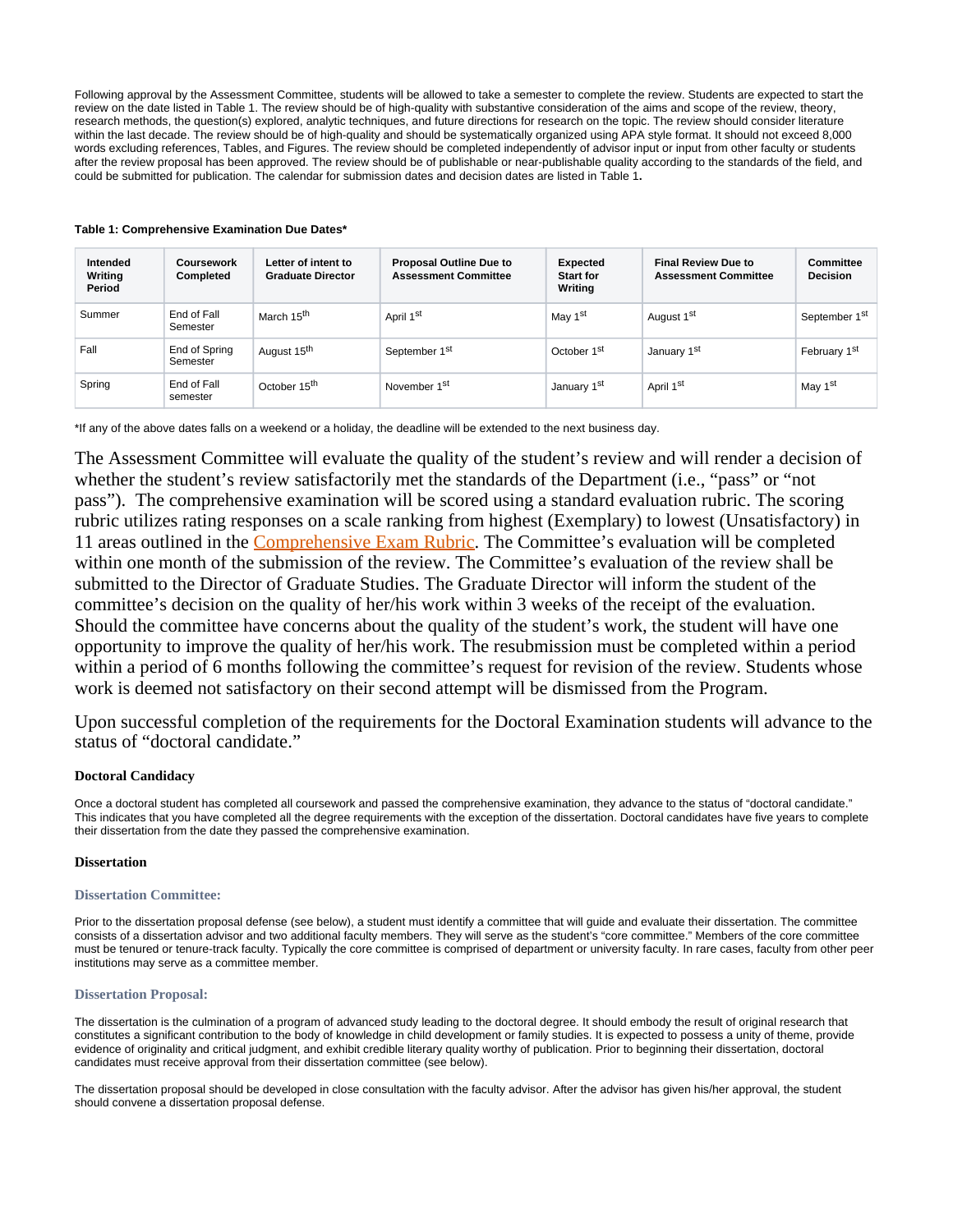Following approval by the Assessment Committee, students will be allowed to take a semester to complete the review. Students are expected to start the review on the date listed in Table 1. The review should be of high-quality with substantive consideration of the aims and scope of the review, theory, research methods, the question(s) explored, analytic techniques, and future directions for research on the topic. The review should consider literature within the last decade. The review should be of high-quality and should be systematically organized using APA style format. It should not exceed 8,000 words excluding references, Tables, and Figures. The review should be completed independently of advisor input or input from other faculty or students after the review proposal has been approved. The review should be of publishable or near-publishable quality according to the standards of the field, and could be submitted for publication. The calendar for submission dates and decision dates are listed in Table 1**.**

**Table 1: Comprehensive Examination Due Dates***

| Intended Writing Period | Coursework Completed | Letter of intent to Graduate Director | Proposal Outline Due to Assessment Committee | Expected Start for Writing | Final Review Due to Assessment Committee | Committee Decision |
|---|---|---|---|---|---|---|
| Summer | End of Fall Semester | March 15th | April 1st | May 1st | August 1st | September 1st |
| Fall | End of Spring Semester | August 15th | September 1st | October 1st | January 1st | February 1st |
| Spring | End of Fall semester | October 15th | November 1st | January 1st | April 1st | May 1st |

*If any of the above dates falls on a weekend or a holiday, the deadline will be extended to the next business day.

The Assessment Committee will evaluate the quality of the student's review and will render a decision of whether the student's review satisfactorily met the standards of the Department (i.e., "pass" or "not pass"). The comprehensive examination will be scored using a standard evaluation rubric. The scoring rubric utilizes rating responses on a scale ranking from highest (Exemplary) to lowest (Unsatisfactory) in 11 areas outlined in the Comprehensive Exam Rubric. The Committee's evaluation will be completed within one month of the submission of the review. The Committee's evaluation of the review shall be submitted to the Director of Graduate Studies. The Graduate Director will inform the student of the committee's decision on the quality of her/his work within 3 weeks of the receipt of the evaluation. Should the committee have concerns about the quality of the student's work, the student will have one opportunity to improve the quality of her/his work. The resubmission must be completed within a period within a period of 6 months following the committee's request for revision of the review. Students whose work is deemed not satisfactory on their second attempt will be dismissed from the Program.

Upon successful completion of the requirements for the Doctoral Examination students will advance to the status of "doctoral candidate."

**Doctoral Candidacy**

Once a doctoral student has completed all coursework and passed the comprehensive examination, they advance to the status of "doctoral candidate." This indicates that you have completed all the degree requirements with the exception of the dissertation. Doctoral candidates have five years to complete their dissertation from the date they passed the comprehensive examination.

**Dissertation**

### Dissertation Committee:

Prior to the dissertation proposal defense (see below), a student must identify a committee that will guide and evaluate their dissertation. The committee consists of a dissertation advisor and two additional faculty members. They will serve as the student's "core committee." Members of the core committee must be tenured or tenure-track faculty. Typically the core committee is comprised of department or university faculty. In rare cases, faculty from other peer institutions may serve as a committee member.

### Dissertation Proposal:

The dissertation is the culmination of a program of advanced study leading to the doctoral degree. It should embody the result of original research that constitutes a significant contribution to the body of knowledge in child development or family studies. It is expected to possess a unity of theme, provide evidence of originality and critical judgment, and exhibit credible literary quality worthy of publication. Prior to beginning their dissertation, doctoral candidates must receive approval from their dissertation committee (see below).

The dissertation proposal should be developed in close consultation with the faculty advisor. After the advisor has given his/her approval, the student should convene a dissertation proposal defense.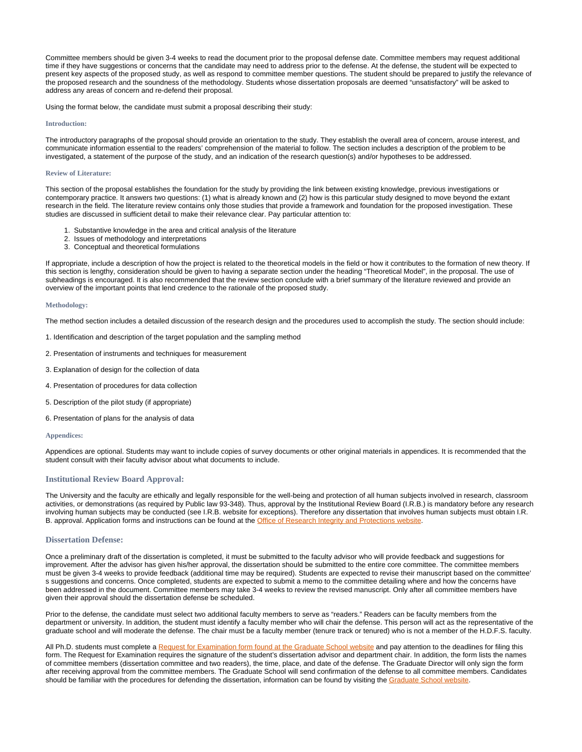Committee members should be given 3-4 weeks to read the document prior to the proposal defense date. Committee members may request additional time if they have suggestions or concerns that the candidate may need to address prior to the defense. At the defense, the student will be expected to present key aspects of the proposed study, as well as respond to committee member questions. The student should be prepared to justify the relevance of the proposed research and the soundness of the methodology. Students whose dissertation proposals are deemed "unsatisfactory" will be asked to address any areas of concern and re-defend their proposal.

Using the format below, the candidate must submit a proposal describing their study:

#### Introduction:

The introductory paragraphs of the proposal should provide an orientation to the study. They establish the overall area of concern, arouse interest, and communicate information essential to the readers' comprehension of the material to follow. The section includes a description of the problem to be investigated, a statement of the purpose of the study, and an indication of the research question(s) and/or hypotheses to be addressed.

#### Review of Literature:

This section of the proposal establishes the foundation for the study by providing the link between existing knowledge, previous investigations or contemporary practice. It answers two questions: (1) what is already known and (2) how is this particular study designed to move beyond the extant research in the field. The literature review contains only those studies that provide a framework and foundation for the proposed investigation. These studies are discussed in sufficient detail to make their relevance clear. Pay particular attention to:

1. Substantive knowledge in the area and critical analysis of the literature
2. Issues of methodology and interpretations
3. Conceptual and theoretical formulations

If appropriate, include a description of how the project is related to the theoretical models in the field or how it contributes to the formation of new theory. If this section is lengthy, consideration should be given to having a separate section under the heading "Theoretical Model", in the proposal. The use of subheadings is encouraged. It is also recommended that the review section conclude with a brief summary of the literature reviewed and provide an overview of the important points that lend credence to the rationale of the proposed study.

#### Methodology:

The method section includes a detailed discussion of the research design and the procedures used to accomplish the study. The section should include:

1. Identification and description of the target population and the sampling method

2. Presentation of instruments and techniques for measurement

3. Explanation of design for the collection of data

4. Presentation of procedures for data collection

5. Description of the pilot study (if appropriate)

6. Presentation of plans for the analysis of data

#### Appendices:

Appendices are optional. Students may want to include copies of survey documents or other original materials in appendices. It is recommended that the student consult with their faculty advisor about what documents to include.

### Institutional Review Board Approval:

The University and the faculty are ethically and legally responsible for the well-being and protection of all human subjects involved in research, classroom activities, or demonstrations (as required by Public law 93-348). Thus, approval by the Institutional Review Board (I.R.B.) is mandatory before any research involving human subjects may be conducted (see I.R.B. website for exceptions). Therefore any dissertation that involves human subjects must obtain I.R. B. approval. Application forms and instructions can be found at the Office of Research Integrity and Protections website.

### Dissertation Defense:

Once a preliminary draft of the dissertation is completed, it must be submitted to the faculty advisor who will provide feedback and suggestions for improvement. After the advisor has given his/her approval, the dissertation should be submitted to the entire core committee. The committee members must be given 3-4 weeks to provide feedback (additional time may be required). Students are expected to revise their manuscript based on the committee' s suggestions and concerns. Once completed, students are expected to submit a memo to the committee detailing where and how the concerns have been addressed in the document. Committee members may take 3-4 weeks to review the revised manuscript. Only after all committee members have given their approval should the dissertation defense be scheduled.

Prior to the defense, the candidate must select two additional faculty members to serve as "readers." Readers can be faculty members from the department or university. In addition, the student must identify a faculty member who will chair the defense. This person will act as the representative of the graduate school and will moderate the defense. The chair must be a faculty member (tenure track or tenured) who is not a member of the H.D.F.S. faculty.

All Ph.D. students must complete a Request for Examination form found at the Graduate School website and pay attention to the deadlines for filing this form. The Request for Examination requires the signature of the student's dissertation advisor and department chair. In addition, the form lists the names of committee members (dissertation committee and two readers), the time, place, and date of the defense. The Graduate Director will only sign the form after receiving approval from the committee members. The Graduate School will send confirmation of the defense to all committee members. Candidates should be familiar with the procedures for defending the dissertation, information can be found by visiting the Graduate School website.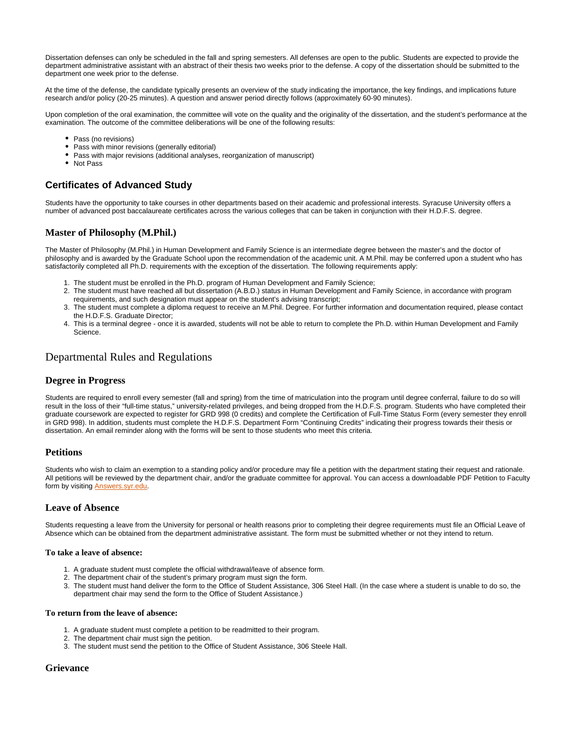Dissertation defenses can only be scheduled in the fall and spring semesters. All defenses are open to the public. Students are expected to provide the department administrative assistant with an abstract of their thesis two weeks prior to the defense. A copy of the dissertation should be submitted to the department one week prior to the defense.

At the time of the defense, the candidate typically presents an overview of the study indicating the importance, the key findings, and implications future research and/or policy (20-25 minutes). A question and answer period directly follows (approximately 60-90 minutes).

Upon completion of the oral examination, the committee will vote on the quality and the originality of the dissertation, and the student's performance at the examination. The outcome of the committee deliberations will be one of the following results:

- Pass (no revisions)
- Pass with minor revisions (generally editorial)
- Pass with major revisions (additional analyses, reorganization of manuscript)
- Not Pass

## Certificates of Advanced Study

Students have the opportunity to take courses in other departments based on their academic and professional interests. Syracuse University offers a number of advanced post baccalaureate certificates across the various colleges that can be taken in conjunction with their H.D.F.S. degree.

## Master of Philosophy (M.Phil.)

The Master of Philosophy (M.Phil.) in Human Development and Family Science is an intermediate degree between the master's and the doctor of philosophy and is awarded by the Graduate School upon the recommendation of the academic unit. A M.Phil. may be conferred upon a student who has satisfactorily completed all Ph.D. requirements with the exception of the dissertation. The following requirements apply:

1. The student must be enrolled in the Ph.D. program of Human Development and Family Science;
2. The student must have reached all but dissertation (A.B.D.) status in Human Development and Family Science, in accordance with program requirements, and such designation must appear on the student's advising transcript;
3. The student must complete a diploma request to receive an M.Phil. Degree. For further information and documentation required, please contact the H.D.F.S. Graduate Director;
4. This is a terminal degree - once it is awarded, students will not be able to return to complete the Ph.D. within Human Development and Family Science.

# Departmental Rules and Regulations

## Degree in Progress

Students are required to enroll every semester (fall and spring) from the time of matriculation into the program until degree conferral, failure to do so will result in the loss of their "full-time status," university-related privileges, and being dropped from the H.D.F.S. program. Students who have completed their graduate coursework are expected to register for GRD 998 (0 credits) and complete the Certification of Full-Time Status Form (every semester they enroll in GRD 998). In addition, students must complete the H.D.F.S. Department Form "Continuing Credits" indicating their progress towards their thesis or dissertation. An email reminder along with the forms will be sent to those students who meet this criteria.

## Petitions

Students who wish to claim an exemption to a standing policy and/or procedure may file a petition with the department stating their request and rationale. All petitions will be reviewed by the department chair, and/or the graduate committee for approval. You can access a downloadable PDF Petition to Faculty form by visiting Answers.syr.edu.

## Leave of Absence

Students requesting a leave from the University for personal or health reasons prior to completing their degree requirements must file an Official Leave of Absence which can be obtained from the department administrative assistant. The form must be submitted whether or not they intend to return.

### To take a leave of absence:

1. A graduate student must complete the official withdrawal/leave of absence form.
2. The department chair of the student's primary program must sign the form.
3. The student must hand deliver the form to the Office of Student Assistance, 306 Steel Hall. (In the case where a student is unable to do so, the department chair may send the form to the Office of Student Assistance.)

### To return from the leave of absence:

1. A graduate student must complete a petition to be readmitted to their program.
2. The department chair must sign the petition.
3. The student must send the petition to the Office of Student Assistance, 306 Steele Hall.

## Grievance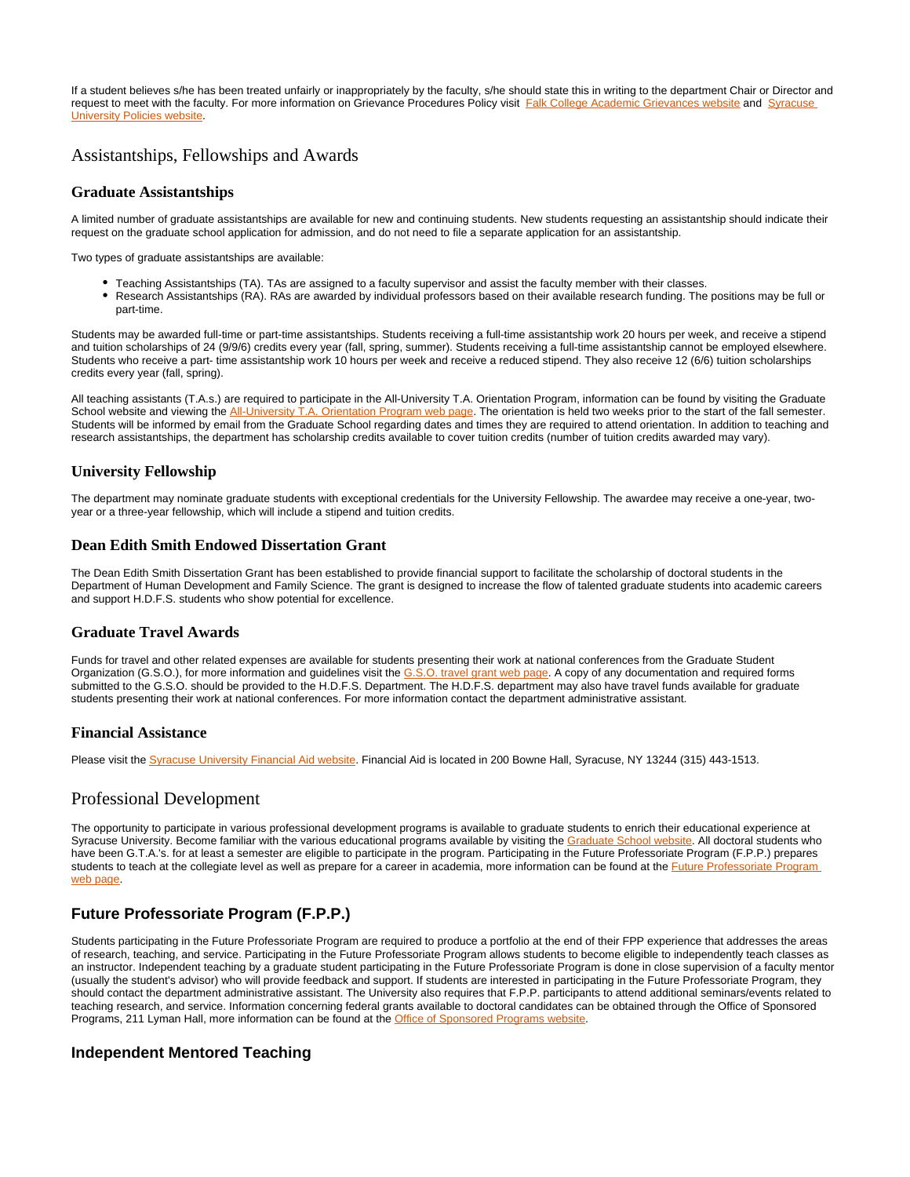If a student believes s/he has been treated unfairly or inappropriately by the faculty, s/he should state this in writing to the department Chair or Director and request to meet with the faculty. For more information on Grievance Procedures Policy visit Falk College Academic Grievances website and Syracuse University Policies website.

## Assistantships, Fellowships and Awards

### Graduate Assistantships

A limited number of graduate assistantships are available for new and continuing students. New students requesting an assistantship should indicate their request on the graduate school application for admission, and do not need to file a separate application for an assistantship.

Two types of graduate assistantships are available:

- Teaching Assistantships (TA). TAs are assigned to a faculty supervisor and assist the faculty member with their classes.
- Research Assistantships (RA). RAs are awarded by individual professors based on their available research funding. The positions may be full or part-time.

Students may be awarded full-time or part-time assistantships. Students receiving a full-time assistantship work 20 hours per week, and receive a stipend and tuition scholarships of 24 (9/9/6) credits every year (fall, spring, summer). Students receiving a full-time assistantship cannot be employed elsewhere. Students who receive a part- time assistantship work 10 hours per week and receive a reduced stipend. They also receive 12 (6/6) tuition scholarships credits every year (fall, spring).

All teaching assistants (T.A.s.) are required to participate in the All-University T.A. Orientation Program, information can be found by visiting the Graduate School website and viewing the All-University T.A. Orientation Program web page. The orientation is held two weeks prior to the start of the fall semester. Students will be informed by email from the Graduate School regarding dates and times they are required to attend orientation. In addition to teaching and research assistantships, the department has scholarship credits available to cover tuition credits (number of tuition credits awarded may vary).

### University Fellowship

The department may nominate graduate students with exceptional credentials for the University Fellowship. The awardee may receive a one-year, two-year or a three-year fellowship, which will include a stipend and tuition credits.

### Dean Edith Smith Endowed Dissertation Grant

The Dean Edith Smith Dissertation Grant has been established to provide financial support to facilitate the scholarship of doctoral students in the Department of Human Development and Family Science. The grant is designed to increase the flow of talented graduate students into academic careers and support H.D.F.S. students who show potential for excellence.

### Graduate Travel Awards

Funds for travel and other related expenses are available for students presenting their work at national conferences from the Graduate Student Organization (G.S.O.), for more information and guidelines visit the G.S.O. travel grant web page. A copy of any documentation and required forms submitted to the G.S.O. should be provided to the H.D.F.S. Department. The H.D.F.S. department may also have travel funds available for graduate students presenting their work at national conferences. For more information contact the department administrative assistant.

### Financial Assistance

Please visit the Syracuse University Financial Aid website. Financial Aid is located in 200 Bowne Hall, Syracuse, NY 13244 (315) 443-1513.

## Professional Development

The opportunity to participate in various professional development programs is available to graduate students to enrich their educational experience at Syracuse University. Become familiar with the various educational programs available by visiting the Graduate School website. All doctoral students who have been G.T.A.'s. for at least a semester are eligible to participate in the program. Participating in the Future Professoriate Program (F.P.P.) prepares students to teach at the collegiate level as well as prepare for a career in academia, more information can be found at the Future Professoriate Program web page.

### Future Professoriate Program (F.P.P.)

Students participating in the Future Professoriate Program are required to produce a portfolio at the end of their FPP experience that addresses the areas of research, teaching, and service. Participating in the Future Professoriate Program allows students to become eligible to independently teach classes as an instructor. Independent teaching by a graduate student participating in the Future Professoriate Program is done in close supervision of a faculty mentor (usually the student's advisor) who will provide feedback and support. If students are interested in participating in the Future Professoriate Program, they should contact the department administrative assistant. The University also requires that F.P.P. participants to attend additional seminars/events related to teaching research, and service. Information concerning federal grants available to doctoral candidates can be obtained through the Office of Sponsored Programs, 211 Lyman Hall, more information can be found at the Office of Sponsored Programs website.

### Independent Mentored Teaching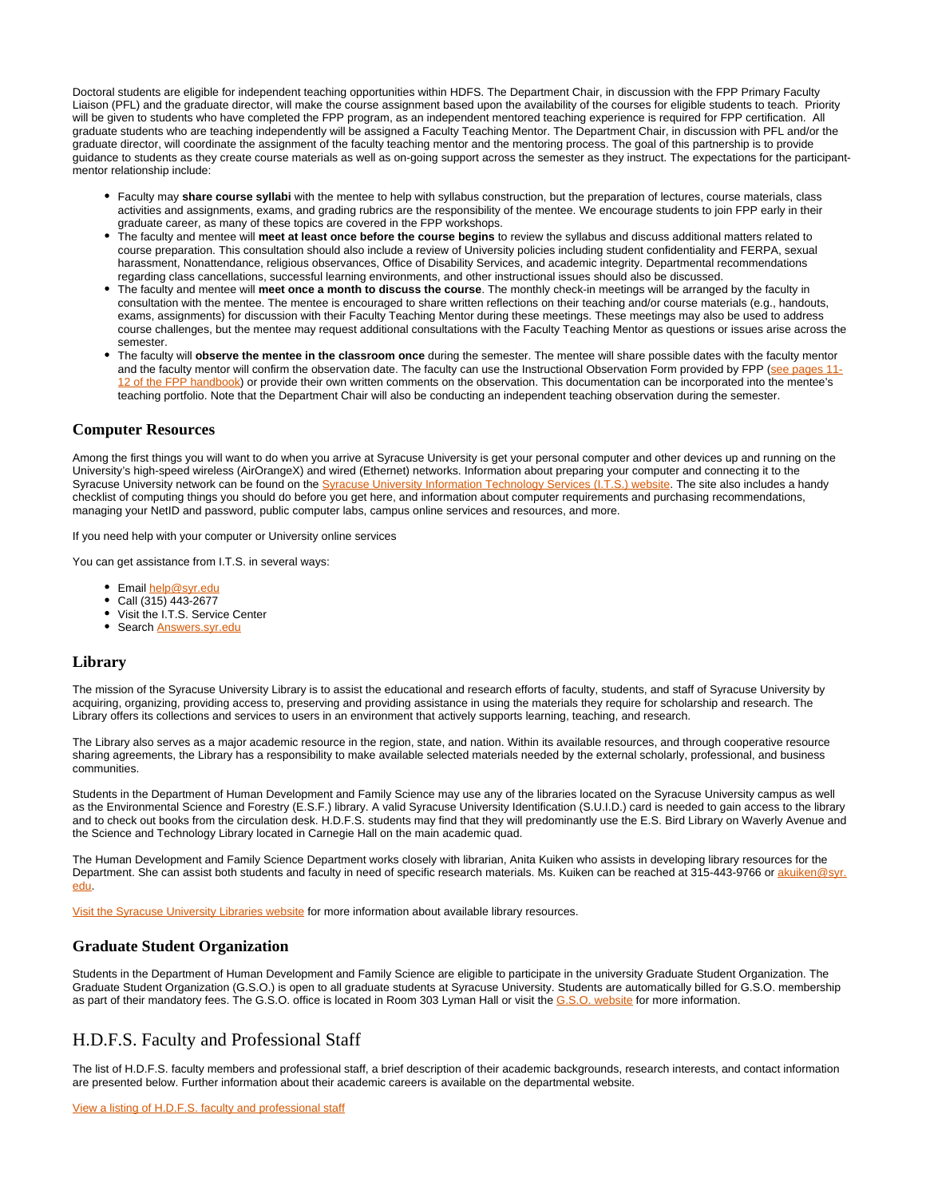Doctoral students are eligible for independent teaching opportunities within HDFS. The Department Chair, in discussion with the FPP Primary Faculty Liaison (PFL) and the graduate director, will make the course assignment based upon the availability of the courses for eligible students to teach. Priority will be given to students who have completed the FPP program, as an independent mentored teaching experience is required for FPP certification. All graduate students who are teaching independently will be assigned a Faculty Teaching Mentor. The Department Chair, in discussion with PFL and/or the graduate director, will coordinate the assignment of the faculty teaching mentor and the mentoring process. The goal of this partnership is to provide guidance to students as they create course materials as well as on-going support across the semester as they instruct. The expectations for the participant-mentor relationship include:

- Faculty may **share course syllabi** with the mentee to help with syllabus construction, but the preparation of lectures, course materials, class activities and assignments, exams, and grading rubrics are the responsibility of the mentee. We encourage students to join FPP early in their graduate career, as many of these topics are covered in the FPP workshops.
- The faculty and mentee will **meet at least once before the course begins** to review the syllabus and discuss additional matters related to course preparation. This consultation should also include a review of University policies including student confidentiality and FERPA, sexual harassment, Nonattendance, religious observances, Office of Disability Services, and academic integrity. Departmental recommendations regarding class cancellations, successful learning environments, and other instructional issues should also be discussed.
- The faculty and mentee will **meet once a month to discuss the course**. The monthly check-in meetings will be arranged by the faculty in consultation with the mentee. The mentee is encouraged to share written reflections on their teaching and/or course materials (e.g., handouts, exams, assignments) for discussion with their Faculty Teaching Mentor during these meetings. These meetings may also be used to address course challenges, but the mentee may request additional consultations with the Faculty Teaching Mentor as questions or issues arise across the semester.
- The faculty will **observe the mentee in the classroom once** during the semester. The mentee will share possible dates with the faculty mentor and the faculty mentor will confirm the observation date. The faculty can use the Instructional Observation Form provided by FPP (see pages 11-12 of the FPP handbook) or provide their own written comments on the observation. This documentation can be incorporated into the mentee's teaching portfolio. Note that the Department Chair will also be conducting an independent teaching observation during the semester.

### Computer Resources

Among the first things you will want to do when you arrive at Syracuse University is get your personal computer and other devices up and running on the University's high-speed wireless (AirOrangeX) and wired (Ethernet) networks. Information about preparing your computer and connecting it to the Syracuse University network can be found on the Syracuse University Information Technology Services (I.T.S.) website. The site also includes a handy checklist of computing things you should do before you get here, and information about computer requirements and purchasing recommendations, managing your NetID and password, public computer labs, campus online services and resources, and more.

If you need help with your computer or University online services

You can get assistance from I.T.S. in several ways:

- Email help@syr.edu
- Call (315) 443-2677
- Visit the I.T.S. Service Center
- Search Answers.syr.edu

### Library

The mission of the Syracuse University Library is to assist the educational and research efforts of faculty, students, and staff of Syracuse University by acquiring, organizing, providing access to, preserving and providing assistance in using the materials they require for scholarship and research. The Library offers its collections and services to users in an environment that actively supports learning, teaching, and research.

The Library also serves as a major academic resource in the region, state, and nation. Within its available resources, and through cooperative resource sharing agreements, the Library has a responsibility to make available selected materials needed by the external scholarly, professional, and business communities.

Students in the Department of Human Development and Family Science may use any of the libraries located on the Syracuse University campus as well as the Environmental Science and Forestry (E.S.F.) library. A valid Syracuse University Identification (S.U.I.D.) card is needed to gain access to the library and to check out books from the circulation desk. H.D.F.S. students may find that they will predominantly use the E.S. Bird Library on Waverly Avenue and the Science and Technology Library located in Carnegie Hall on the main academic quad.

The Human Development and Family Science Department works closely with librarian, Anita Kuiken who assists in developing library resources for the Department. She can assist both students and faculty in need of specific research materials. Ms. Kuiken can be reached at 315-443-9766 or akuiken@syr.edu.

Visit the Syracuse University Libraries website for more information about available library resources.

### Graduate Student Organization

Students in the Department of Human Development and Family Science are eligible to participate in the university Graduate Student Organization. The Graduate Student Organization (G.S.O.) is open to all graduate students at Syracuse University. Students are automatically billed for G.S.O. membership as part of their mandatory fees. The G.S.O. office is located in Room 303 Lyman Hall or visit the G.S.O. website for more information.

## H.D.F.S. Faculty and Professional Staff

The list of H.D.F.S. faculty members and professional staff, a brief description of their academic backgrounds, research interests, and contact information are presented below. Further information about their academic careers is available on the departmental website.

View a listing of H.D.F.S. faculty and professional staff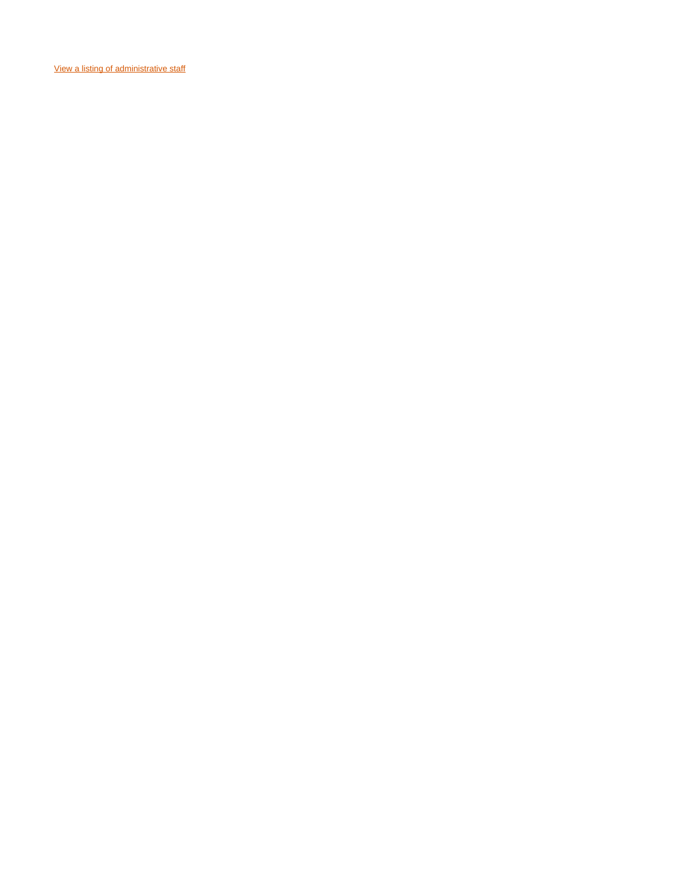View a listing of administrative staff